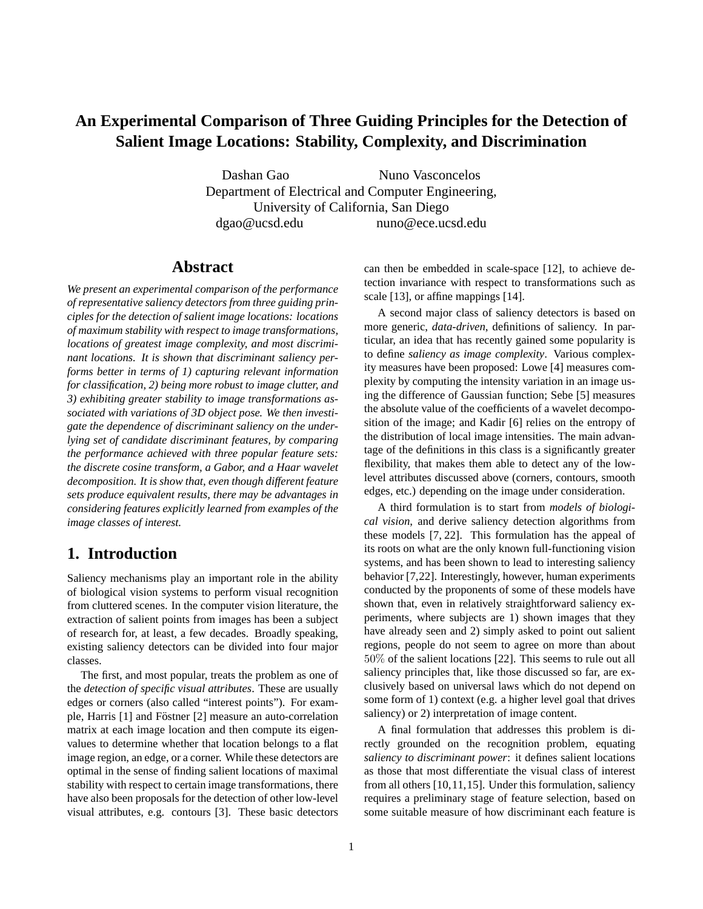# An Experimental Comparison of Three Guiding Principles for the Detection of Salient Image Locations: Stability, Complexity, and Discrimination

Dashan Gao    Nuno Vasconcelos
Department of Electrical and Computer Engineering,
University of California, San Diego
dgao@ucsd.edu    nuno@ece.ucsd.edu

## Abstract

*We present an experimental comparison of the performance of representative saliency detectors from three guiding principles for the detection of salient image locations: locations of maximum stability with respect to image transformations, locations of greatest image complexity, and most discriminant locations. It is shown that discriminant saliency performs better in terms of 1) capturing relevant information for classification, 2) being more robust to image clutter, and 3) exhibiting greater stability to image transformations associated with variations of 3D object pose. We then investigate the dependence of discriminant saliency on the underlying set of candidate discriminant features, by comparing the performance achieved with three popular feature sets: the discrete cosine transform, a Gabor, and a Haar wavelet decomposition. It is show that, even though different feature sets produce equivalent results, there may be advantages in considering features explicitly learned from examples of the image classes of interest.*

## 1. Introduction

Saliency mechanisms play an important role in the ability of biological vision systems to perform visual recognition from cluttered scenes. In the computer vision literature, the extraction of salient points from images has been a subject of research for, at least, a few decades. Broadly speaking, existing saliency detectors can be divided into four major classes.

The first, and most popular, treats the problem as one of the *detection of specific visual attributes*. These are usually edges or corners (also called "interest points"). For example, Harris [1] and Föstner [2] measure an auto-correlation matrix at each image location and then compute its eigenvalues to determine whether that location belongs to a flat image region, an edge, or a corner. While these detectors are optimal in the sense of finding salient locations of maximal stability with respect to certain image transformations, there have also been proposals for the detection of other low-level visual attributes, e.g. contours [3]. These basic detectors can then be embedded in scale-space [12], to achieve detection invariance with respect to transformations such as scale [13], or affine mappings [14].

A second major class of saliency detectors is based on more generic, *data-driven*, definitions of saliency. In particular, an idea that has recently gained some popularity is to define *saliency as image complexity*. Various complexity measures have been proposed: Lowe [4] measures complexity by computing the intensity variation in an image using the difference of Gaussian function; Sebe [5] measures the absolute value of the coefficients of a wavelet decomposition of the image; and Kadir [6] relies on the entropy of the distribution of local image intensities. The main advantage of the definitions in this class is a significantly greater flexibility, that makes them able to detect any of the low-level attributes discussed above (corners, contours, smooth edges, etc.) depending on the image under consideration.

A third formulation is to start from *models of biological vision*, and derive saliency detection algorithms from these models [7, 22]. This formulation has the appeal of its roots on what are the only known full-functioning vision systems, and has been shown to lead to interesting saliency behavior [7,22]. Interestingly, however, human experiments conducted by the proponents of some of these models have shown that, even in relatively straightforward saliency experiments, where subjects are 1) shown images that they have already seen and 2) simply asked to point out salient regions, people do not seem to agree on more than about $50\%$ of the salient locations [22]. This seems to rule out all saliency principles that, like those discussed so far, are exclusively based on universal laws which do not depend on some form of 1) context (e.g. a higher level goal that drives saliency) or 2) interpretation of image content.

A final formulation that addresses this problem is directly grounded on the recognition problem, equating *saliency to discriminant power*: it defines salient locations as those that most differentiate the visual class of interest from all others [10,11,15]. Under this formulation, saliency requires a preliminary stage of feature selection, based on some suitable measure of how discriminant each feature is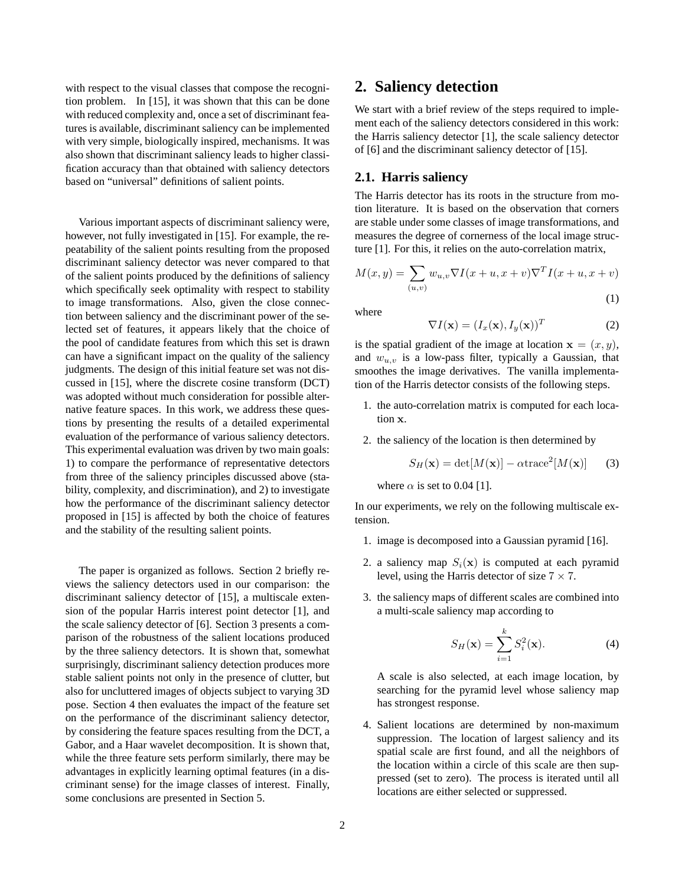with respect to the visual classes that compose the recognition problem. In [15], it was shown that this can be done with reduced complexity and, once a set of discriminant features is available, discriminant saliency can be implemented with very simple, biologically inspired, mechanisms. It was also shown that discriminant saliency leads to higher classification accuracy than that obtained with saliency detectors based on "universal" definitions of salient points.

Various important aspects of discriminant saliency were, however, not fully investigated in [15]. For example, the repeatability of the salient points resulting from the proposed discriminant saliency detector was never compared to that of the salient points produced by the definitions of saliency which specifically seek optimality with respect to stability to image transformations. Also, given the close connection between saliency and the discriminant power of the selected set of features, it appears likely that the choice of the pool of candidate features from which this set is drawn can have a significant impact on the quality of the saliency judgments. The design of this initial feature set was not discussed in [15], where the discrete cosine transform (DCT) was adopted without much consideration for possible alternative feature spaces. In this work, we address these questions by presenting the results of a detailed experimental evaluation of the performance of various saliency detectors. This experimental evaluation was driven by two main goals: 1) to compare the performance of representative detectors from three of the saliency principles discussed above (stability, complexity, and discrimination), and 2) to investigate how the performance of the discriminant saliency detector proposed in [15] is affected by both the choice of features and the stability of the resulting salient points.

The paper is organized as follows. Section 2 briefly reviews the saliency detectors used in our comparison: the discriminant saliency detector of [15], a multiscale extension of the popular Harris interest point detector [1], and the scale saliency detector of [6]. Section 3 presents a comparison of the robustness of the salient locations produced by the three saliency detectors. It is shown that, somewhat surprisingly, discriminant saliency detection produces more stable salient points not only in the presence of clutter, but also for uncluttered images of objects subject to varying 3D pose. Section 4 then evaluates the impact of the feature set on the performance of the discriminant saliency detector, by considering the feature spaces resulting from the DCT, a Gabor, and a Haar wavelet decomposition. It is shown that, while the three feature sets perform similarly, there may be advantages in explicitly learning optimal features (in a discriminant sense) for the image classes of interest. Finally, some conclusions are presented in Section 5.

# 2. Saliency detection

We start with a brief review of the steps required to implement each of the saliency detectors considered in this work: the Harris saliency detector [1], the scale saliency detector of [6] and the discriminant saliency detector of [15].

## 2.1. Harris saliency

The Harris detector has its roots in the structure from motion literature. It is based on the observation that corners are stable under some classes of image transformations, and measures the degree of cornerness of the local image structure [1]. For this, it relies on the auto-correlation matrix,

$$M(x,y) = \sum_{(u,v)} w_{u,v} \nabla I(x+u, x+v) \nabla^T I(x+u, x+v) \tag{1}$$

where

$$\nabla I(\mathbf{x}) = (I_x(\mathbf{x}), I_y(\mathbf{x}))^T \tag{2}$$

is the spatial gradient of the image at location $\mathbf{x} = (x, y)$, and $w_{u,v}$ is a low-pass filter, typically a Gaussian, that smoothes the image derivatives. The vanilla implementation of the Harris detector consists of the following steps.

1. the auto-correlation matrix is computed for each location $\mathbf{x}$.
2. the saliency of the location is then determined by

   $$S_H(\mathbf{x}) = \det[M(\mathbf{x})] - \alpha \text{trace}^2[M(\mathbf{x})] \tag{3}$$

   where $\alpha$ is set to 0.04 [1].

In our experiments, we rely on the following multiscale extension.

1. image is decomposed into a Gaussian pyramid [16].
2. a saliency map $S_i(\mathbf{x})$ is computed at each pyramid level, using the Harris detector of size $7 \times 7$.
3. the saliency maps of different scales are combined into a multi-scale saliency map according to

   $$S_H(\mathbf{x}) = \sum_{i=1}^{k} S_i^2(\mathbf{x}). \tag{4}$$

   A scale is also selected, at each image location, by searching for the pyramid level whose saliency map has strongest response.
4. Salient locations are determined by non-maximum suppression. The location of largest saliency and its spatial scale are first found, and all the neighbors of the location within a circle of this scale are then suppressed (set to zero). The process is iterated until all locations are either selected or suppressed.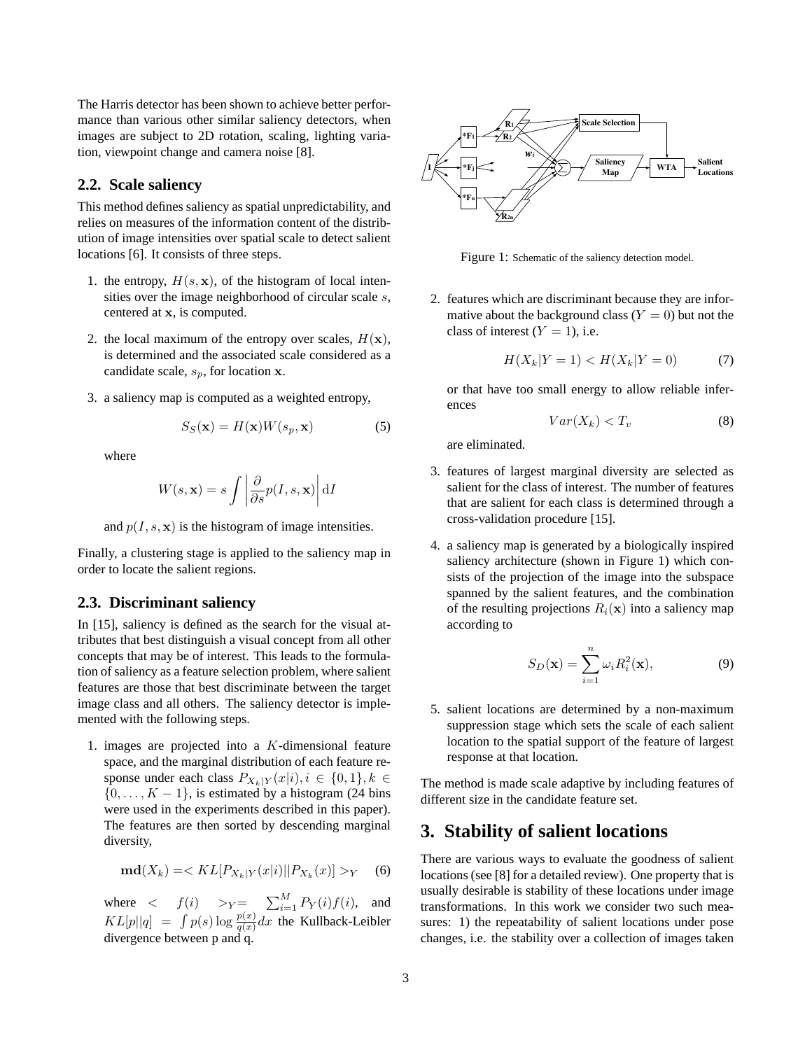The Harris detector has been shown to achieve better performance than various other similar saliency detectors, when images are subject to 2D rotation, scaling, lighting variation, viewpoint change and camera noise [8].

### 2.2. Scale saliency

This method defines saliency as spatial unpredictability, and relies on measures of the information content of the distribution of image intensities over spatial scale to detect salient locations [6]. It consists of three steps.

1. the entropy, $H(s, \mathbf{x})$, of the histogram of local intensities over the image neighborhood of circular scale $s$, centered at $\mathbf{x}$, is computed.

2. the local maximum of the entropy over scales, $H(\mathbf{x})$, is determined and the associated scale considered as a candidate scale, $s_p$, for location $\mathbf{x}$.

3. a saliency map is computed as a weighted entropy,

$$S_S(\mathbf{x}) = H(\mathbf{x})W(s_p, \mathbf{x}) \tag{5}$$

where

$$W(s, \mathbf{x}) = s \int \left| \frac{\partial}{\partial s} p(I, s, \mathbf{x}) \right| \mathrm{d}I$$

and $p(I, s, \mathbf{x})$ is the histogram of image intensities.

Finally, a clustering stage is applied to the saliency map in order to locate the salient regions.

### 2.3. Discriminant saliency

In [15], saliency is defined as the search for the visual attributes that best distinguish a visual concept from all other concepts that may be of interest. This leads to the formulation of saliency as a feature selection problem, where salient features are those that best discriminate between the target image class and all others. The saliency detector is implemented with the following steps.

1. images are projected into a $K$-dimensional feature space, and the marginal distribution of each feature response under each class $P_{X_k|Y}(x|i), i \in \{0, 1\}, k \in \{0, \ldots, K-1\}$, is estimated by a histogram (24 bins were used in the experiments described in this paper). The features are then sorted by descending marginal diversity,

$$\mathbf{md}(X_k) =< KL[P_{X_k|Y}(x|i) || P_{X_k}(x)] >_Y \tag{6}$$

where $< f(i) >_Y = \sum_{i=1}^{M} P_Y(i) f(i)$, and $KL[p||q] = \int p(s) \log \frac{p(x)}{q(x)} dx$ the Kullback-Leibler divergence between p and q.

Figure 1: Schematic of the saliency detection model.

2. features which are discriminant because they are informative about the background class ($Y = 0$) but not the class of interest ($Y = 1$), i.e.

$$H(X_k|Y = 1) < H(X_k|Y = 0) \tag{7}$$

or that have too small energy to allow reliable inferences

$$Var(X_k) < T_v \tag{8}$$

are eliminated.

3. features of largest marginal diversity are selected as salient for the class of interest. The number of features that are salient for each class is determined through a cross-validation procedure [15].

4. a saliency map is generated by a biologically inspired saliency architecture (shown in Figure 1) which consists of the projection of the image into the subspace spanned by the salient features, and the combination of the resulting projections $R_i(\mathbf{x})$ into a saliency map according to

$$S_D(\mathbf{x}) = \sum_{i=1}^{n} \omega_i R_i^2(\mathbf{x}), \tag{9}$$

5. salient locations are determined by a non-maximum suppression stage which sets the scale of each salient location to the spatial support of the feature of largest response at that location.

The method is made scale adaptive by including features of different size in the candidate feature set.

## 3. Stability of salient locations

There are various ways to evaluate the goodness of salient locations (see [8] for a detailed review). One property that is usually desirable is stability of these locations under image transformations. In this work we consider two such measures: 1) the repeatability of salient locations under pose changes, i.e. the stability over a collection of images taken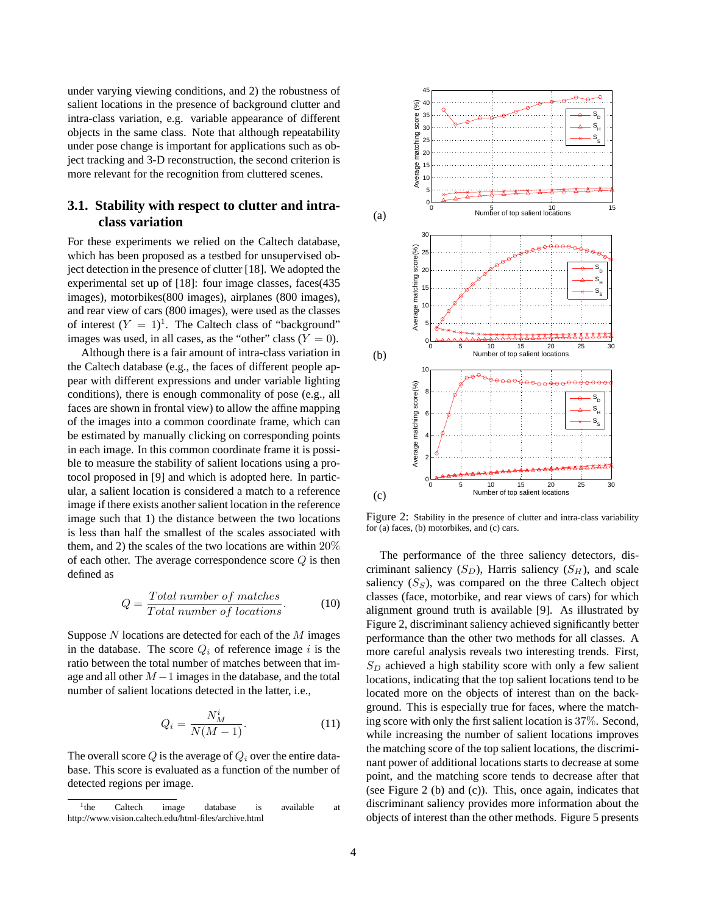under varying viewing conditions, and 2) the robustness of salient locations in the presence of background clutter and intra-class variation, e.g. variable appearance of different objects in the same class. Note that although repeatability under pose change is important for applications such as object tracking and 3-D reconstruction, the second criterion is more relevant for the recognition from cluttered scenes.

### 3.1. Stability with respect to clutter and intra-class variation

For these experiments we relied on the Caltech database, which has been proposed as a testbed for unsupervised object detection in the presence of clutter [18]. We adopted the experimental set up of [18]: four image classes, faces(435 images), motorbikes(800 images), airplanes (800 images), and rear view of cars (800 images), were used as the classes of interest ($Y = 1$)[1]. The Caltech class of "background" images was used, in all cases, as the "other" class ($Y = 0$).

Although there is a fair amount of intra-class variation in the Caltech database (e.g., the faces of different people appear with different expressions and under variable lighting conditions), there is enough commonality of pose (e.g., all faces are shown in frontal view) to allow the affine mapping of the images into a common coordinate frame, which can be estimated by manually clicking on corresponding points in each image. In this common coordinate frame it is possible to measure the stability of salient locations using a protocol proposed in [9] and which is adopted here. In particular, a salient location is considered a match to a reference image if there exists another salient location in the reference image such that 1) the distance between the two locations is less than half the smallest of the scales associated with them, and 2) the scales of the two locations are within $20\%$ of each other. The average correspondence score $Q$ is then defined as

$$Q = \frac{Total\ number\ of\ matches}{Total\ number\ of\ locations}. \qquad (10)$$

Suppose $N$ locations are detected for each of the $M$ images in the database. The score $Q_i$ of reference image $i$ is the ratio between the total number of matches between that image and all other $M-1$ images in the database, and the total number of salient locations detected in the latter, i.e.,

$$Q_i = \frac{N_M^i}{N(M-1)}. \qquad (11)$$

The overall score $Q$ is the average of $Q_i$ over the entire database. This score is evaluated as a function of the number of detected regions per image.

[1] the Caltech image database is available at http://www.vision.caltech.edu/html-files/archive.html

Figure 2: Stability in the presence of clutter and intra-class variability for (a) faces, (b) motorbikes, and (c) cars.

The performance of the three saliency detectors, discriminant saliency ($S_D$), Harris saliency ($S_H$), and scale saliency ($S_S$), was compared on the three Caltech object classes (face, motorbike, and rear views of cars) for which alignment ground truth is available [9]. As illustrated by Figure 2, discriminant saliency achieved significantly better performance than the other two methods for all classes. A more careful analysis reveals two interesting trends. First, $S_D$ achieved a high stability score with only a few salient locations, indicating that the top salient locations tend to be located more on the objects of interest than on the background. This is especially true for faces, where the matching score with only the first salient location is $37\%$. Second, while increasing the number of salient locations improves the matching score of the top salient locations, the discriminant power of additional locations starts to decrease at some point, and the matching score tends to decrease after that (see Figure 2 (b) and (c)). This, once again, indicates that discriminant saliency provides more information about the objects of interest than the other methods. Figure 5 presents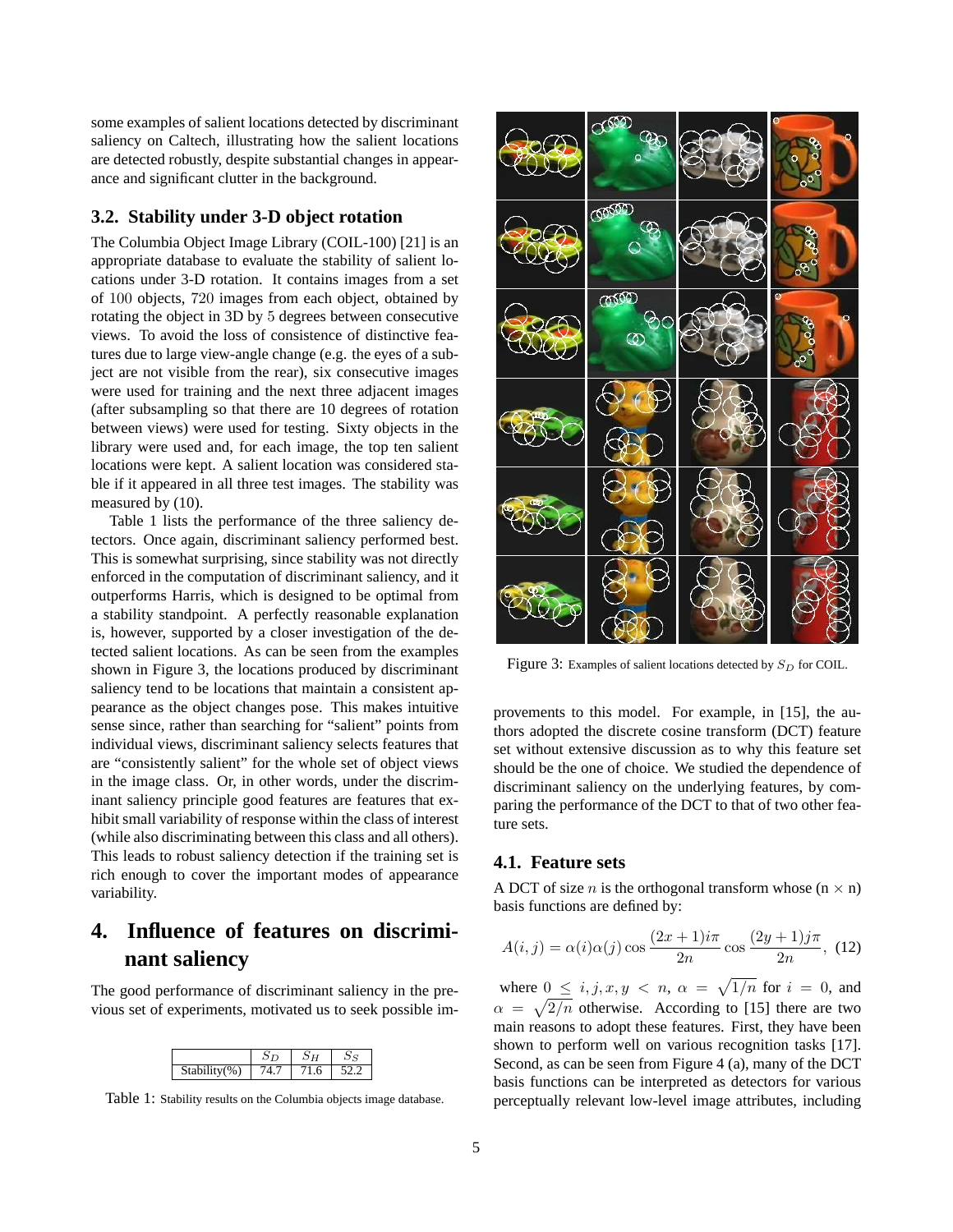some examples of salient locations detected by discriminant saliency on Caltech, illustrating how the salient locations are detected robustly, despite substantial changes in appearance and significant clutter in the background.

### 3.2. Stability under 3-D object rotation

The Columbia Object Image Library (COIL-100) [21] is an appropriate database to evaluate the stability of salient locations under 3-D rotation. It contains images from a set of $100$ objects, $720$ images from each object, obtained by rotating the object in 3D by $5$ degrees between consecutive views. To avoid the loss of consistence of distinctive features due to large view-angle change (e.g. the eyes of a subject are not visible from the rear), six consecutive images were used for training and the next three adjacent images (after subsampling so that there are 10 degrees of rotation between views) were used for testing. Sixty objects in the library were used and, for each image, the top ten salient locations were kept. A salient location was considered stable if it appeared in all three test images. The stability was measured by (10).

Table 1 lists the performance of the three saliency detectors. Once again, discriminant saliency performed best. This is somewhat surprising, since stability was not directly enforced in the computation of discriminant saliency, and it outperforms Harris, which is designed to be optimal from a stability standpoint. A perfectly reasonable explanation is, however, supported by a closer investigation of the detected salient locations. As can be seen from the examples shown in Figure 3, the locations produced by discriminant saliency tend to be locations that maintain a consistent appearance as the object changes pose. This makes intuitive sense since, rather than searching for "salient" points from individual views, discriminant saliency selects features that are "consistently salient" for the whole set of object views in the image class. Or, in other words, under the discriminant saliency principle good features are features that exhibit small variability of response within the class of interest (while also discriminating between this class and all others). This leads to robust saliency detection if the training set is rich enough to cover the important modes of appearance variability.

| | $S_D$ | $S_H$ | $S_S$ |
|---|---|---|---|
| Stability(%) | 74.7 | 71.6 | 52.2 |

Table 1: Stability results on the Columbia objects image database.

Figure 3: Examples of salient locations detected by $S_D$ for COIL.

## 4. Influence of features on discriminant saliency

The good performance of discriminant saliency in the previous set of experiments, motivated us to seek possible improvements to this model. For example, in [15], the authors adopted the discrete cosine transform (DCT) feature set without extensive discussion as to why this feature set should be the one of choice. We studied the dependence of discriminant saliency on the underlying features, by comparing the performance of the DCT to that of two other feature sets.

### 4.1. Feature sets

A DCT of size $n$ is the orthogonal transform whose (n $\times$ n) basis functions are defined by:

$$A(i,j) = \alpha(i)\alpha(j)\cos\frac{(2x+1)i\pi}{2n}\cos\frac{(2y+1)j\pi}{2n}, \quad (12)$$

where $0 \leq i,j,x,y < n$, $\alpha = \sqrt{1/n}$ for $i = 0$, and $\alpha = \sqrt{2/n}$ otherwise. According to [15] there are two main reasons to adopt these features. First, they have been shown to perform well on various recognition tasks [17]. Second, as can be seen from Figure 4 (a), many of the DCT basis functions can be interpreted as detectors for various perceptually relevant low-level image attributes, including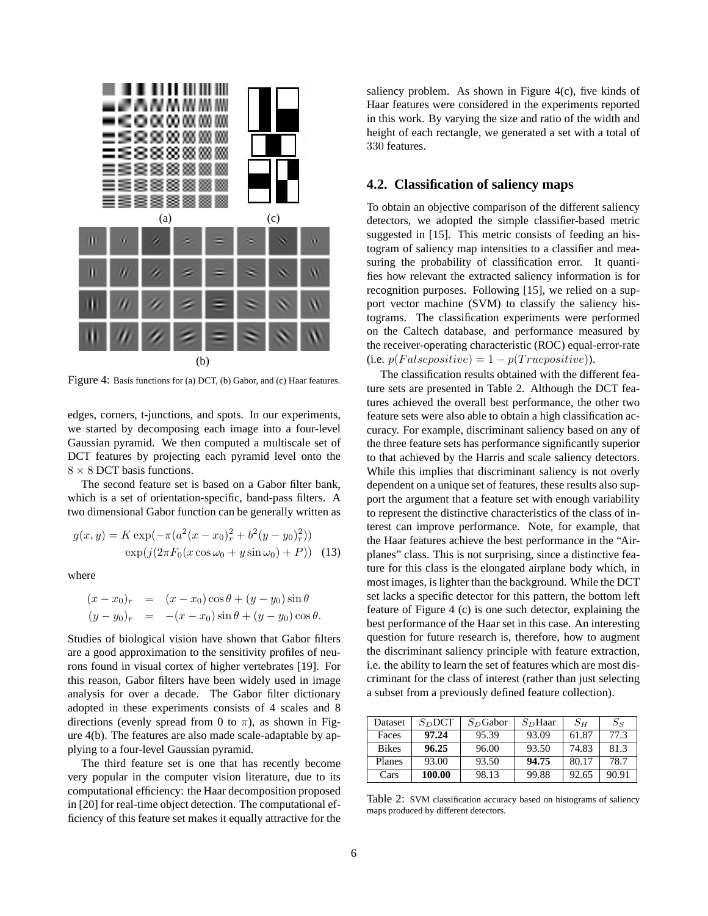Figure 4: Basis functions for (a) DCT, (b) Gabor, and (c) Haar features.

edges, corners, t-junctions, and spots. In our experiments, we started by decomposing each image into a four-level Gaussian pyramid. We then computed a multiscale set of DCT features by projecting each pyramid level onto the $8 \times 8$ DCT basis functions.

The second feature set is based on a Gabor filter bank, which is a set of orientation-specific, band-pass filters. A two dimensional Gabor function can be generally written as

$$g(x,y) = K \exp(-\pi(a^2(x-x_0)_r^2 + b^2(y-y_0)_r^2)) \exp(j(2\pi F_0(x\cos\omega_0 + y\sin\omega_0) + P)) \quad (13)$$

where

$$(x-x_0)_r = (x-x_0)\cos\theta + (y-y_0)\sin\theta$$
$$(y-y_0)_r = -(x-x_0)\sin\theta + (y-y_0)\cos\theta.$$

Studies of biological vision have shown that Gabor filters are a good approximation to the sensitivity profiles of neurons found in visual cortex of higher vertebrates [19]. For this reason, Gabor filters have been widely used in image analysis for over a decade. The Gabor filter dictionary adopted in these experiments consists of 4 scales and 8 directions (evenly spread from 0 to $\pi$), as shown in Figure 4(b). The features are also made scale-adaptable by applying to a four-level Gaussian pyramid.

The third feature set is one that has recently become very popular in the computer vision literature, due to its computational efficiency: the Haar decomposition proposed in [20] for real-time object detection. The computational efficiency of this feature set makes it equally attractive for the saliency problem. As shown in Figure 4(c), five kinds of Haar features were considered in the experiments reported in this work. By varying the size and ratio of the width and height of each rectangle, we generated a set with a total of $330$ features.

## 4.2. Classification of saliency maps

To obtain an objective comparison of the different saliency detectors, we adopted the simple classifier-based metric suggested in [15]. This metric consists of feeding an histogram of saliency map intensities to a classifier and measuring the probability of classification error. It quantifies how relevant the extracted saliency information is for recognition purposes. Following [15], we relied on a support vector machine (SVM) to classify the saliency histograms. The classification experiments were performed on the Caltech database, and performance measured by the receiver-operating characteristic (ROC) equal-error-rate (i.e. $p(False positive) = 1 - p(True positive)$).

The classification results obtained with the different feature sets are presented in Table 2. Although the DCT features achieved the overall best performance, the other two feature sets were also able to obtain a high classification accuracy. For example, discriminant saliency based on any of the three feature sets has performance significantly superior to that achieved by the Harris and scale saliency detectors. While this implies that discriminant saliency is not overly dependent on a unique set of features, these results also support the argument that a feature set with enough variability to represent the distinctive characteristics of the class of interest can improve performance. Note, for example, that the Haar features achieve the best performance in the "Airplanes" class. This is not surprising, since a distinctive feature for this class is the elongated airplane body which, in most images, is lighter than the background. While the DCT set lacks a specific detector for this pattern, the bottom left feature of Figure 4 (c) is one such detector, explaining the best performance of the Haar set in this case. An interesting question for future research is, therefore, how to augment the discriminant saliency principle with feature extraction, i.e. the ability to learn the set of features which are most discriminant for the class of interest (rather than just selecting a subset from a previously defined feature collection).

| Dataset | $S_D$DCT | $S_D$Gabor | $S_D$Haar | $S_H$ | $S_S$ |
|---|---|---|---|---|---|
| Faces | **97.24** | 95.39 | 93.09 | 61.87 | 77.3 |
| Bikes | **96.25** | 96.00 | 93.50 | 74.83 | 81.3 |
| Planes | 93.00 | 93.50 | **94.75** | 80.17 | 78.7 |
| Cars | **100.00** | 98.13 | 99.88 | 92.65 | 90.91 |

Table 2: SVM classification accuracy based on histograms of saliency maps produced by different detectors.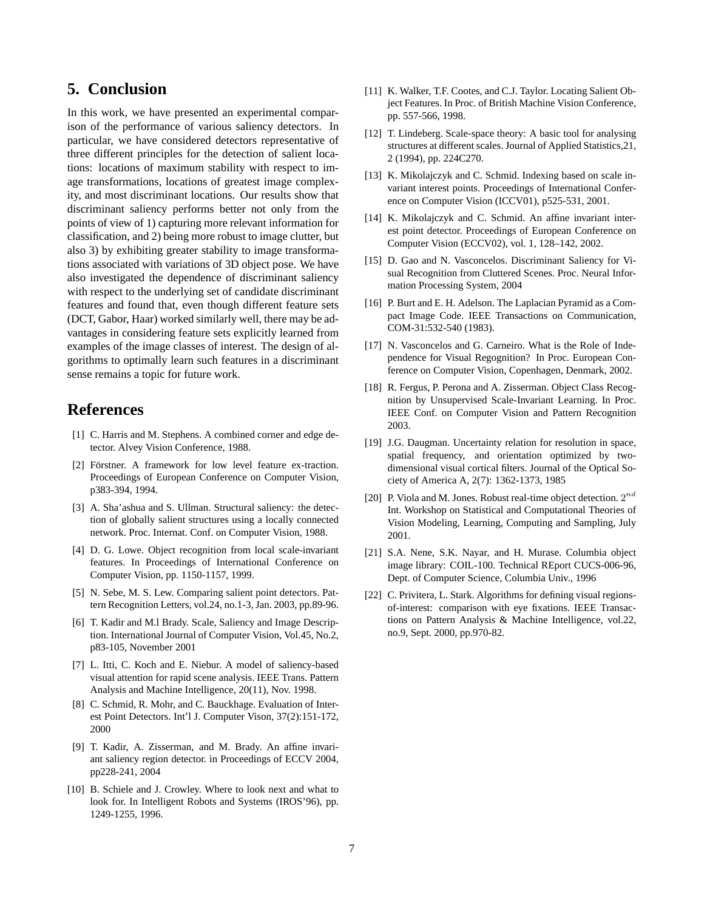## 5. Conclusion

In this work, we have presented an experimental comparison of the performance of various saliency detectors. In particular, we have considered detectors representative of three different principles for the detection of salient locations: locations of maximum stability with respect to image transformations, locations of greatest image complexity, and most discriminant locations. Our results show that discriminant saliency performs better not only from the points of view of 1) capturing more relevant information for classification, and 2) being more robust to image clutter, but also 3) by exhibiting greater stability to image transformations associated with variations of 3D object pose. We have also investigated the dependence of discriminant saliency with respect to the underlying set of candidate discriminant features and found that, even though different feature sets (DCT, Gabor, Haar) worked similarly well, there may be advantages in considering feature sets explicitly learned from examples of the image classes of interest. The design of algorithms to optimally learn such features in a discriminant sense remains a topic for future work.

## References

[1] C. Harris and M. Stephens. A combined corner and edge detector. Alvey Vision Conference, 1988.

[2] Förstner. A framework for low level feature ex-traction. Proceedings of European Conference on Computer Vision, p383-394, 1994.

[3] A. Sha'ashua and S. Ullman. Structural saliency: the detection of globally salient structures using a locally connected network. Proc. Internat. Conf. on Computer Vision, 1988.

[4] D. G. Lowe. Object recognition from local scale-invariant features. In Proceedings of International Conference on Computer Vision, pp. 1150-1157, 1999.

[5] N. Sebe, M. S. Lew. Comparing salient point detectors. Pattern Recognition Letters, vol.24, no.1-3, Jan. 2003, pp.89-96.

[6] T. Kadir and M.l Brady. Scale, Saliency and Image Description. International Journal of Computer Vision, Vol.45, No.2, p83-105, November 2001

[7] L. Itti, C. Koch and E. Niebur. A model of saliency-based visual attention for rapid scene analysis. IEEE Trans. Pattern Analysis and Machine Intelligence, 20(11), Nov. 1998.

[8] C. Schmid, R. Mohr, and C. Bauckhage. Evaluation of Interest Point Detectors. Int'l J. Computer Vison, 37(2):151-172, 2000

[9] T. Kadir, A. Zisserman, and M. Brady. An affine invariant saliency region detector. in Proceedings of ECCV 2004, pp228-241, 2004

[10] B. Schiele and J. Crowley. Where to look next and what to look for. In Intelligent Robots and Systems (IROS'96), pp. 1249-1255, 1996.

[11] K. Walker, T.F. Cootes, and C.J. Taylor. Locating Salient Object Features. In Proc. of British Machine Vision Conference, pp. 557-566, 1998.

[12] T. Lindeberg. Scale-space theory: A basic tool for analysing structures at different scales. Journal of Applied Statistics,21, 2 (1994), pp. 224C270.

[13] K. Mikolajczyk and C. Schmid. Indexing based on scale invariant interest points. Proceedings of International Conference on Computer Vision (ICCV01), p525-531, 2001.

[14] K. Mikolajczyk and C. Schmid. An affine invariant interest point detector. Proceedings of European Conference on Computer Vision (ECCV02), vol. 1, 128–142, 2002.

[15] D. Gao and N. Vasconcelos. Discriminant Saliency for Visual Recognition from Cluttered Scenes. Proc. Neural Information Processing System, 2004

[16] P. Burt and E. H. Adelson. The Laplacian Pyramid as a Compact Image Code. IEEE Transactions on Communication, COM-31:532-540 (1983).

[17] N. Vasconcelos and G. Carneiro. What is the Role of Independence for Visual Regognition? In Proc. European Conference on Computer Vision, Copenhagen, Denmark, 2002.

[18] R. Fergus, P. Perona and A. Zisserman. Object Class Recognition by Unsupervised Scale-Invariant Learning. In Proc. IEEE Conf. on Computer Vision and Pattern Recognition 2003.

[19] J.G. Daugman. Uncertainty relation for resolution in space, spatial frequency, and orientation optimized by two-dimensional visual cortical filters. Journal of the Optical Society of America A, 2(7): 1362-1373, 1985

[20] P. Viola and M. Jones. Robust real-time object detection. $2^{nd}$ Int. Workshop on Statistical and Computational Theories of Vision Modeling, Learning, Computing and Sampling, July 2001.

[21] S.A. Nene, S.K. Nayar, and H. Murase. Columbia object image library: COIL-100. Technical REport CUCS-006-96, Dept. of Computer Science, Columbia Univ., 1996

[22] C. Privitera, L. Stark. Algorithms for defining visual regions-of-interest: comparison with eye fixations. IEEE Transactions on Pattern Analysis & Machine Intelligence, vol.22, no.9, Sept. 2000, pp.970-82.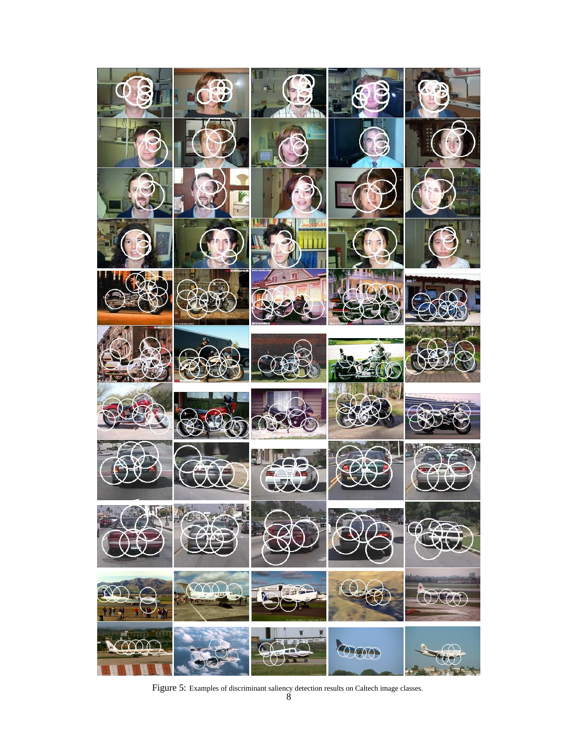Figure 5: Examples of discriminant saliency detection results on Caltech image classes.